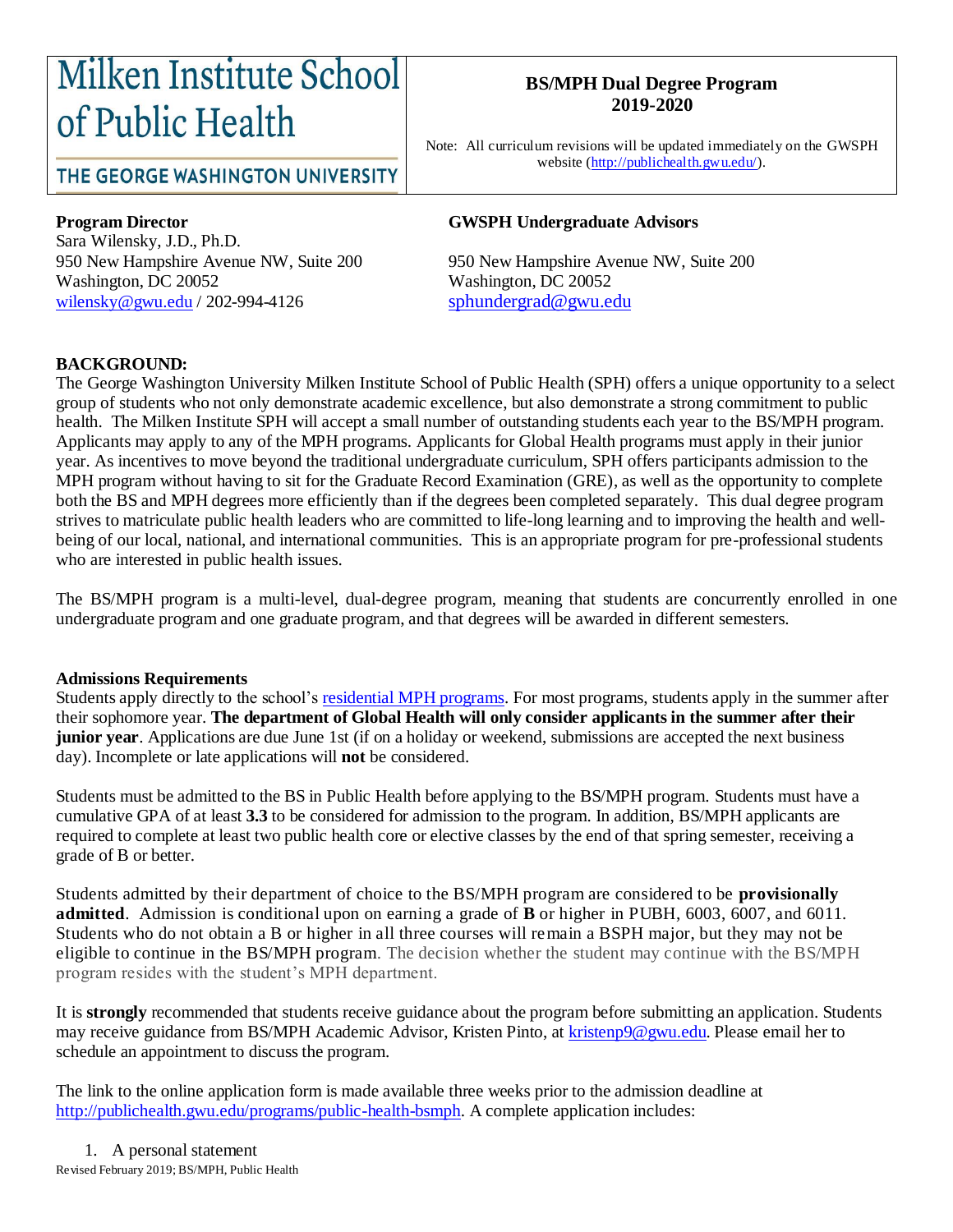# Milken Institute School of Public Health

## THE GEORGE WASHINGTON UNIVERSITY

**BS/MPH Dual Degree Program 2019-2020**

Note: All curriculum revisions will be updated immediately on the GWSPH website (http://publichealth.gwu.edu/).

**Program Director**
Sara Wilensky, J.D., Ph.D.
950 New Hampshire Avenue NW, Suite 200
Washington, DC 20052
wilensky@gwu.edu / 202-994-4126

**GWSPH Undergraduate Advisors**

950 New Hampshire Avenue NW, Suite 200
Washington, DC 20052
sphundergrad@gwu.edu

**BACKGROUND:**
The George Washington University Milken Institute School of Public Health (SPH) offers a unique opportunity to a select group of students who not only demonstrate academic excellence, but also demonstrate a strong commitment to public health. The Milken Institute SPH will accept a small number of outstanding students each year to the BS/MPH program. Applicants may apply to any of the MPH programs. Applicants for Global Health programs must apply in their junior year. As incentives to move beyond the traditional undergraduate curriculum, SPH offers participants admission to the MPH program without having to sit for the Graduate Record Examination (GRE), as well as the opportunity to complete both the BS and MPH degrees more efficiently than if the degrees been completed separately. This dual degree program strives to matriculate public health leaders who are committed to life-long learning and to improving the health and well-being of our local, national, and international communities. This is an appropriate program for pre-professional students who are interested in public health issues.

The BS/MPH program is a multi-level, dual-degree program, meaning that students are concurrently enrolled in one undergraduate program and one graduate program, and that degrees will be awarded in different semesters.

**Admissions Requirements**
Students apply directly to the school's residential MPH programs. For most programs, students apply in the summer after their sophomore year. **The department of Global Health will only consider applicants in the summer after their junior year**. Applications are due June 1st (if on a holiday or weekend, submissions are accepted the next business day). Incomplete or late applications will **not** be considered.

Students must be admitted to the BS in Public Health before applying to the BS/MPH program. Students must have a cumulative GPA of at least **3.3** to be considered for admission to the program. In addition, BS/MPH applicants are required to complete at least two public health core or elective classes by the end of that spring semester, receiving a grade of B or better.

Students admitted by their department of choice to the BS/MPH program are considered to be **provisionally admitted**. Admission is conditional upon on earning a grade of **B** or higher in PUBH, 6003, 6007, and 6011. Students who do not obtain a B or higher in all three courses will remain a BSPH major, but they may not be eligible to continue in the BS/MPH program. The decision whether the student may continue with the BS/MPH program resides with the student's MPH department.

It is **strongly** recommended that students receive guidance about the program before submitting an application. Students may receive guidance from BS/MPH Academic Advisor, Kristen Pinto, at kristenp9@gwu.edu. Please email her to schedule an appointment to discuss the program.

The link to the online application form is made available three weeks prior to the admission deadline at http://publichealth.gwu.edu/programs/public-health-bsmph. A complete application includes:

1. A personal statement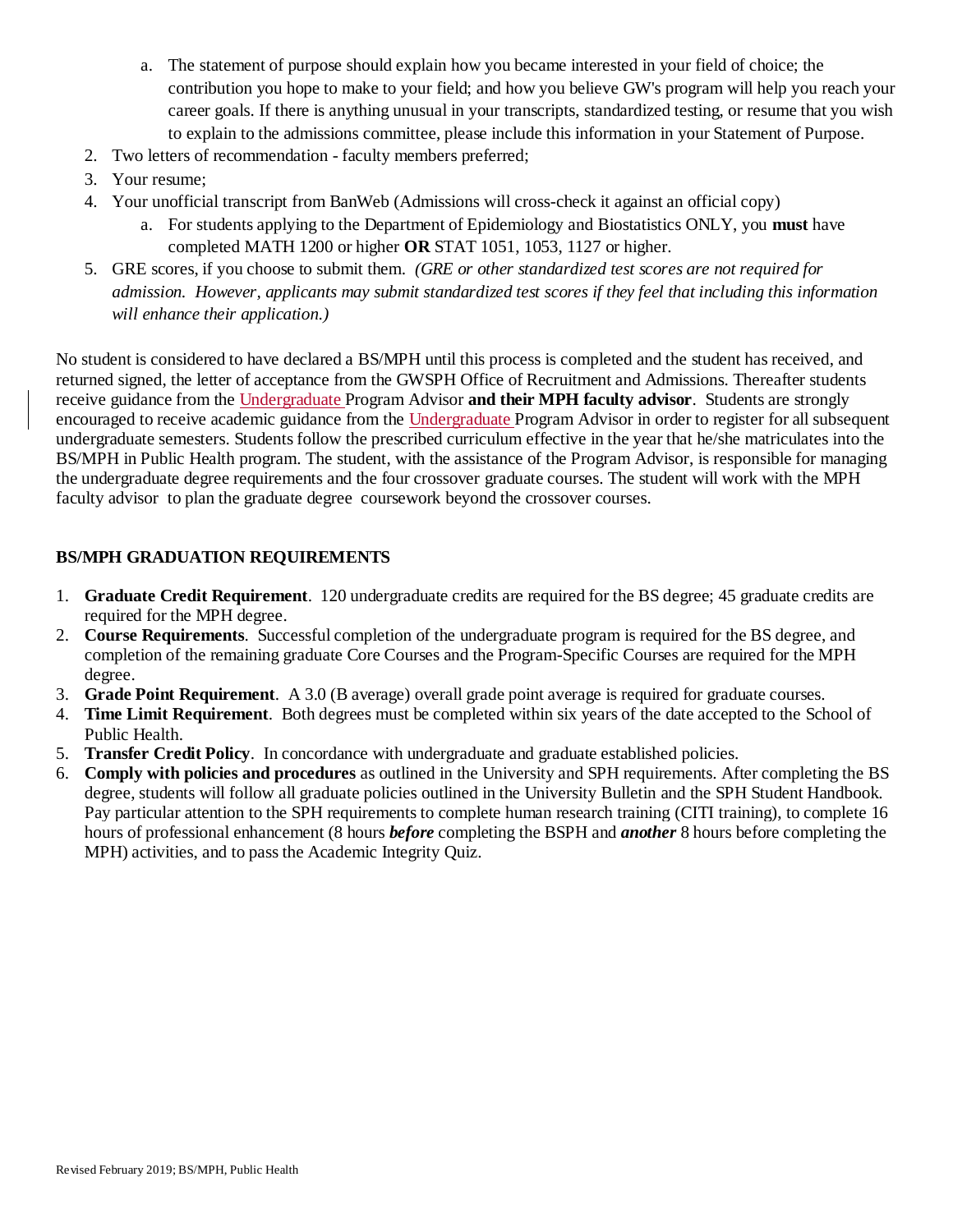a. The statement of purpose should explain how you became interested in your field of choice; the contribution you hope to make to your field; and how you believe GW's program will help you reach your career goals. If there is anything unusual in your transcripts, standardized testing, or resume that you wish to explain to the admissions committee, please include this information in your Statement of Purpose.

2. Two letters of recommendation - faculty members preferred;
3. Your resume;
4. Your unofficial transcript from BanWeb (Admissions will cross-check it against an official copy)
   a. For students applying to the Department of Epidemiology and Biostatistics ONLY, you **must** have completed MATH 1200 or higher **OR** STAT 1051, 1053, 1127 or higher.
5. GRE scores, if you choose to submit them. *(GRE or other standardized test scores are not required for admission. However, applicants may submit standardized test scores if they feel that including this information will enhance their application.)*

No student is considered to have declared a BS/MPH until this process is completed and the student has received, and returned signed, the letter of acceptance from the GWSPH Office of Recruitment and Admissions. Thereafter students receive guidance from the Undergraduate Program Advisor **and their MPH faculty advisor**. Students are strongly encouraged to receive academic guidance from the Undergraduate Program Advisor in order to register for all subsequent undergraduate semesters. Students follow the prescribed curriculum effective in the year that he/she matriculates into the BS/MPH in Public Health program. The student, with the assistance of the Program Advisor, is responsible for managing the undergraduate degree requirements and the four crossover graduate courses. The student will work with the MPH faculty advisor to plan the graduate degree coursework beyond the crossover courses.

## BS/MPH GRADUATION REQUIREMENTS

1. **Graduate Credit Requirement**. 120 undergraduate credits are required for the BS degree; 45 graduate credits are required for the MPH degree.
2. **Course Requirements**. Successful completion of the undergraduate program is required for the BS degree, and completion of the remaining graduate Core Courses and the Program-Specific Courses are required for the MPH degree.
3. **Grade Point Requirement**. A 3.0 (B average) overall grade point average is required for graduate courses.
4. **Time Limit Requirement**. Both degrees must be completed within six years of the date accepted to the School of Public Health.
5. **Transfer Credit Policy**. In concordance with undergraduate and graduate established policies.
6. **Comply with policies and procedures** as outlined in the University and SPH requirements. After completing the BS degree, students will follow all graduate policies outlined in the University Bulletin and the SPH Student Handbook. Pay particular attention to the SPH requirements to complete human research training (CITI training), to complete 16 hours of professional enhancement (8 hours ***before*** completing the BSPH and ***another*** 8 hours before completing the MPH) activities, and to pass the Academic Integrity Quiz.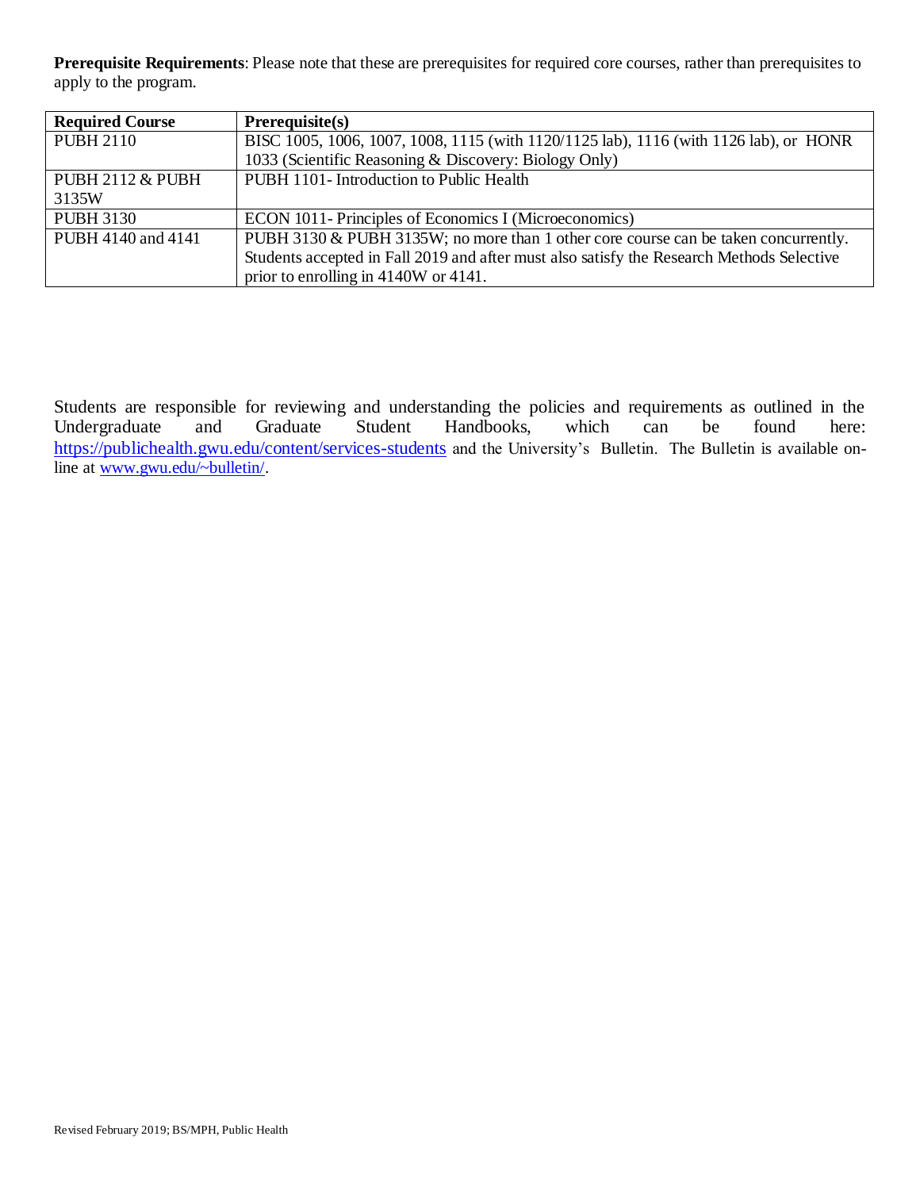**Prerequisite Requirements**: Please note that these are prerequisites for required core courses, rather than prerequisites to apply to the program.

| Required Course | Prerequisite(s) |
|---|---|
| PUBH 2110 | BISC 1005, 1006, 1007, 1008, 1115 (with 1120/1125 lab), 1116 (with 1126 lab), or HONR 1033 (Scientific Reasoning & Discovery: Biology Only) |
| PUBH 2112 & PUBH 3135W | PUBH 1101- Introduction to Public Health |
| PUBH 3130 | ECON 1011- Principles of Economics I (Microeconomics) |
| PUBH 4140 and 4141 | PUBH 3130 & PUBH 3135W; no more than 1 other core course can be taken concurrently. Students accepted in Fall 2019 and after must also satisfy the Research Methods Selective prior to enrolling in 4140W or 4141. |

Students are responsible for reviewing and understanding the policies and requirements as outlined in the Undergraduate and Graduate Student Handbooks, which can be found here: https://publichealth.gwu.edu/content/services-students and the University's Bulletin. The Bulletin is available on-line at www.gwu.edu/~bulletin/.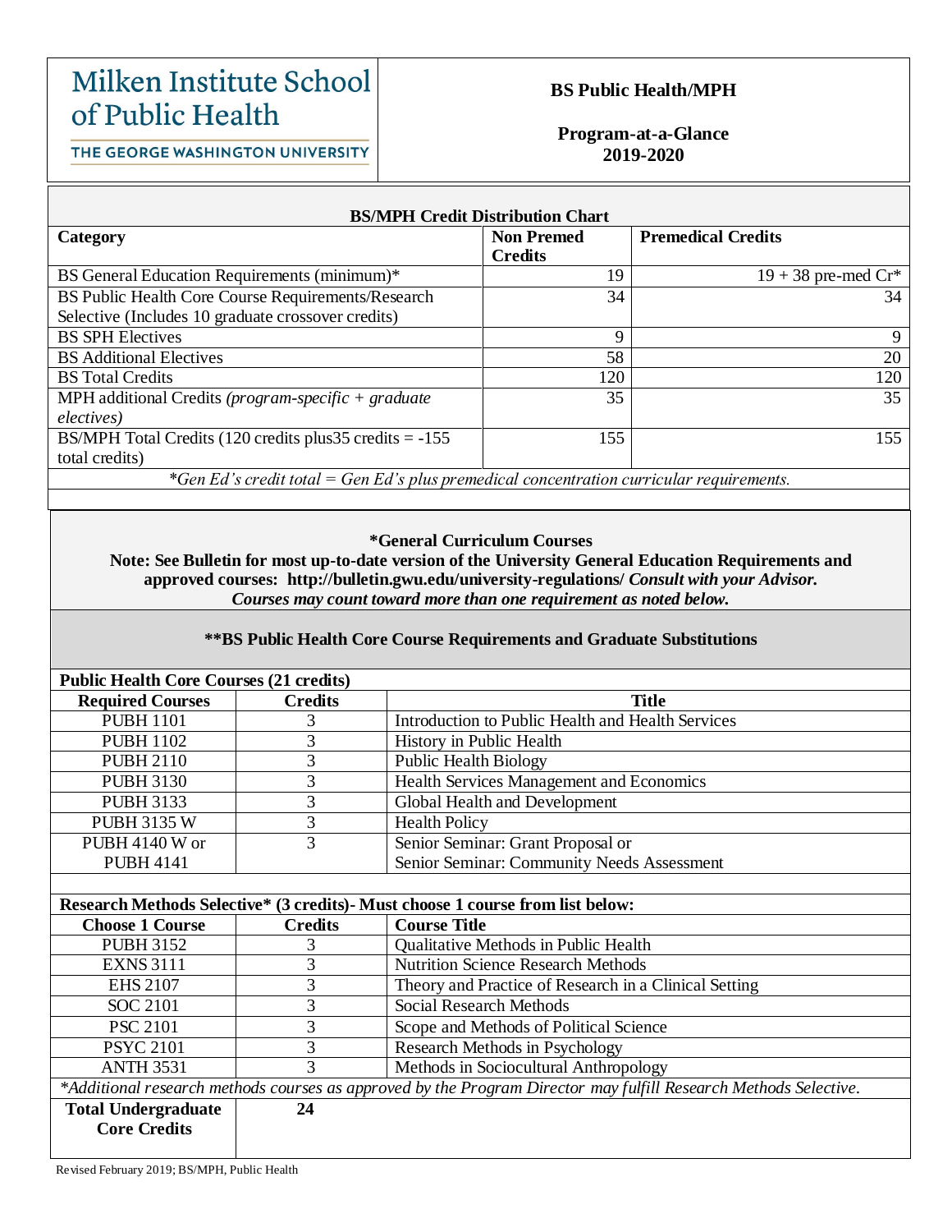# Milken Institute School of Public Health

THE GEORGE WASHINGTON UNIVERSITY

**BS Public Health/MPH**

**Program-at-a-Glance 2019-2020**

**BS/MPH Credit Distribution Chart**

| Category | Non Premed Credits | Premedical Credits |
|---|---|---|
| BS General Education Requirements (minimum)* | 19 | 19 + 38 pre-med Cr* |
| BS Public Health Core Course Requirements/Research Selective (Includes 10 graduate crossover credits) | 34 | 34 |
| BS SPH Electives | 9 | 9 |
| BS Additional Electives | 58 | 20 |
| BS Total Credits | 120 | 120 |
| MPH additional Credits *(program-specific + graduate electives)* | 35 | 35 |
| BS/MPH Total Credits (120 credits plus35 credits = -155 total credits) | 155 | 155 |

*\*Gen Ed's credit total = Gen Ed's plus premedical concentration curricular requirements.*

**\*General Curriculum Courses**

**Note: See Bulletin for most up-to-date version of the University General Education Requirements and approved courses: http://bulletin.gwu.edu/university-regulations/** ***Consult with your Advisor.*** ***Courses may count toward more than one requirement as noted below.***

**\*\*BS Public Health Core Course Requirements and Graduate Substitutions**

**Public Health Core Courses (21 credits)**

| Required Courses | Credits | Title |
|---|---|---|
| PUBH 1101 | 3 | Introduction to Public Health and Health Services |
| PUBH 1102 | 3 | History in Public Health |
| PUBH 2110 | 3 | Public Health Biology |
| PUBH 3130 | 3 | Health Services Management and Economics |
| PUBH 3133 | 3 | Global Health and Development |
| PUBH 3135 W | 3 | Health Policy |
| PUBH 4140 W or PUBH 4141 | 3 | Senior Seminar: Grant Proposal or Senior Seminar: Community Needs Assessment |

**Research Methods Selective\* (3 credits)- Must choose 1 course from list below:**

| Choose 1 Course | Credits | Course Title |
|---|---|---|
| PUBH 3152 | 3 | Qualitative Methods in Public Health |
| EXNS 3111 | 3 | Nutrition Science Research Methods |
| EHS 2107 | 3 | Theory and Practice of Research in a Clinical Setting |
| SOC 2101 | 3 | Social Research Methods |
| PSC 2101 | 3 | Scope and Methods of Political Science |
| PSYC 2101 | 3 | Research Methods in Psychology |
| ANTH 3531 | 3 | Methods in Sociocultural Anthropology |

*\*Additional research methods courses as approved by the Program Director may fulfill Research Methods Selective.*

| **Total Undergraduate Core Credits** | **24** |
|---|---|

Revised February 2019; BS/MPH, Public Health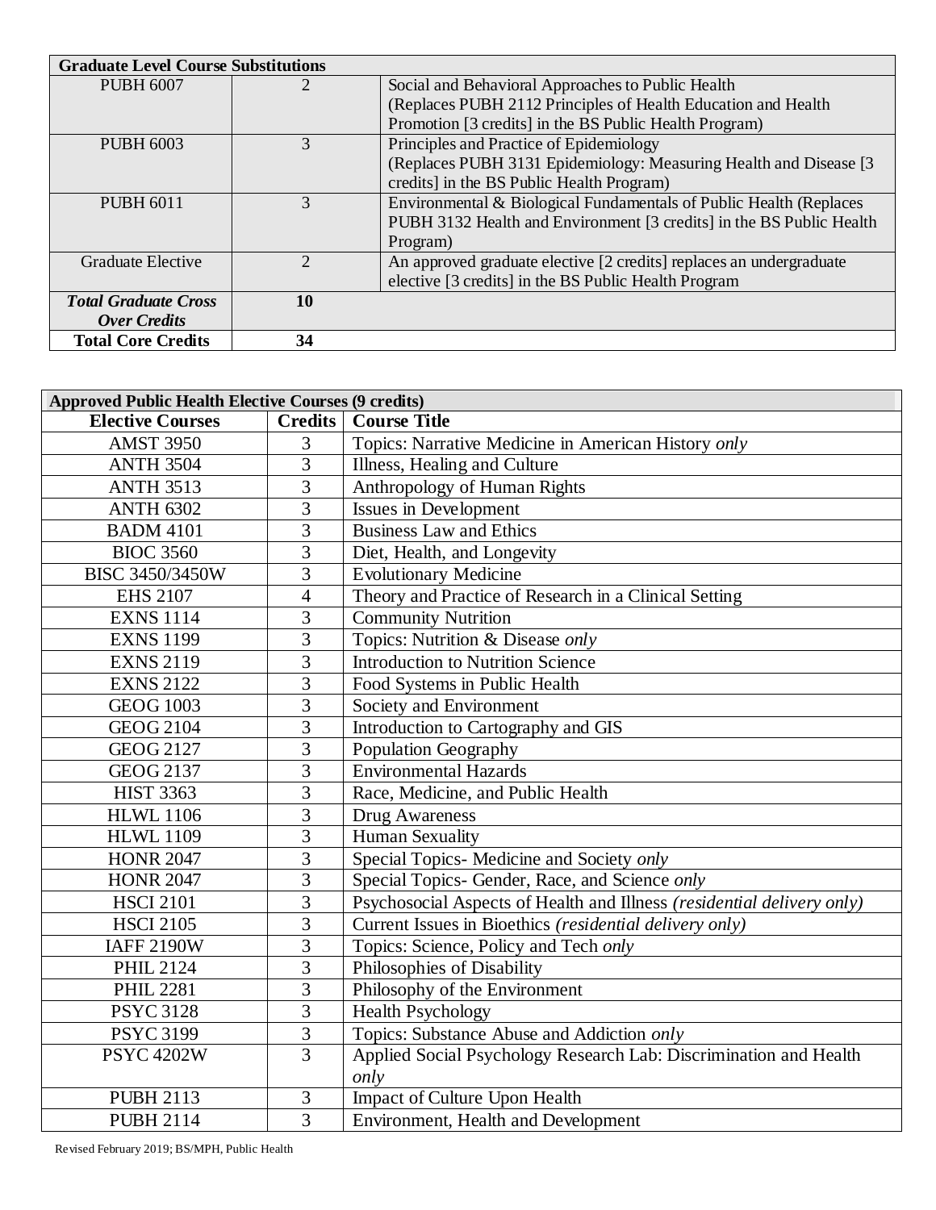| Graduate Level Course Substitutions | | |
|---|---|---|
| PUBH 6007 | 2 | Social and Behavioral Approaches to Public Health (Replaces PUBH 2112 Principles of Health Education and Health Promotion [3 credits] in the BS Public Health Program) |
| PUBH 6003 | 3 | Principles and Practice of Epidemiology (Replaces PUBH 3131 Epidemiology: Measuring Health and Disease [3 credits] in the BS Public Health Program) |
| PUBH 6011 | 3 | Environmental & Biological Fundamentals of Public Health (Replaces PUBH 3132 Health and Environment [3 credits] in the BS Public Health Program) |
| Graduate Elective | 2 | An approved graduate elective [2 credits] replaces an undergraduate elective [3 credits] in the BS Public Health Program |
| ***Total Graduate Cross Over Credits*** | **10** | |
| **Total Core Credits** | **34** | |

| Approved Public Health Elective Courses (9 credits) | | |
|---|---|---|
| **Elective Courses** | **Credits** | **Course Title** |
| AMST 3950 | 3 | Topics: Narrative Medicine in American History *only* |
| ANTH 3504 | 3 | Illness, Healing and Culture |
| ANTH 3513 | 3 | Anthropology of Human Rights |
| ANTH 6302 | 3 | Issues in Development |
| BADM 4101 | 3 | Business Law and Ethics |
| BIOC 3560 | 3 | Diet, Health, and Longevity |
| BISC 3450/3450W | 3 | Evolutionary Medicine |
| EHS 2107 | 4 | Theory and Practice of Research in a Clinical Setting |
| EXNS 1114 | 3 | Community Nutrition |
| EXNS 1199 | 3 | Topics: Nutrition & Disease *only* |
| EXNS 2119 | 3 | Introduction to Nutrition Science |
| EXNS 2122 | 3 | Food Systems in Public Health |
| GEOG 1003 | 3 | Society and Environment |
| GEOG 2104 | 3 | Introduction to Cartography and GIS |
| GEOG 2127 | 3 | Population Geography |
| GEOG 2137 | 3 | Environmental Hazards |
| HIST 3363 | 3 | Race, Medicine, and Public Health |
| HLWL 1106 | 3 | Drug Awareness |
| HLWL 1109 | 3 | Human Sexuality |
| HONR 2047 | 3 | Special Topics- Medicine and Society *only* |
| HONR 2047 | 3 | Special Topics- Gender, Race, and Science *only* |
| HSCI 2101 | 3 | Psychosocial Aspects of Health and Illness *(residential delivery only)* |
| HSCI 2105 | 3 | Current Issues in Bioethics *(residential delivery only)* |
| IAFF 2190W | 3 | Topics: Science, Policy and Tech *only* |
| PHIL 2124 | 3 | Philosophies of Disability |
| PHIL 2281 | 3 | Philosophy of the Environment |
| PSYC 3128 | 3 | Health Psychology |
| PSYC 3199 | 3 | Topics: Substance Abuse and Addiction *only* |
| PSYC 4202W | 3 | Applied Social Psychology Research Lab: Discrimination and Health *only* |
| PUBH 2113 | 3 | Impact of Culture Upon Health |
| PUBH 2114 | 3 | Environment, Health and Development |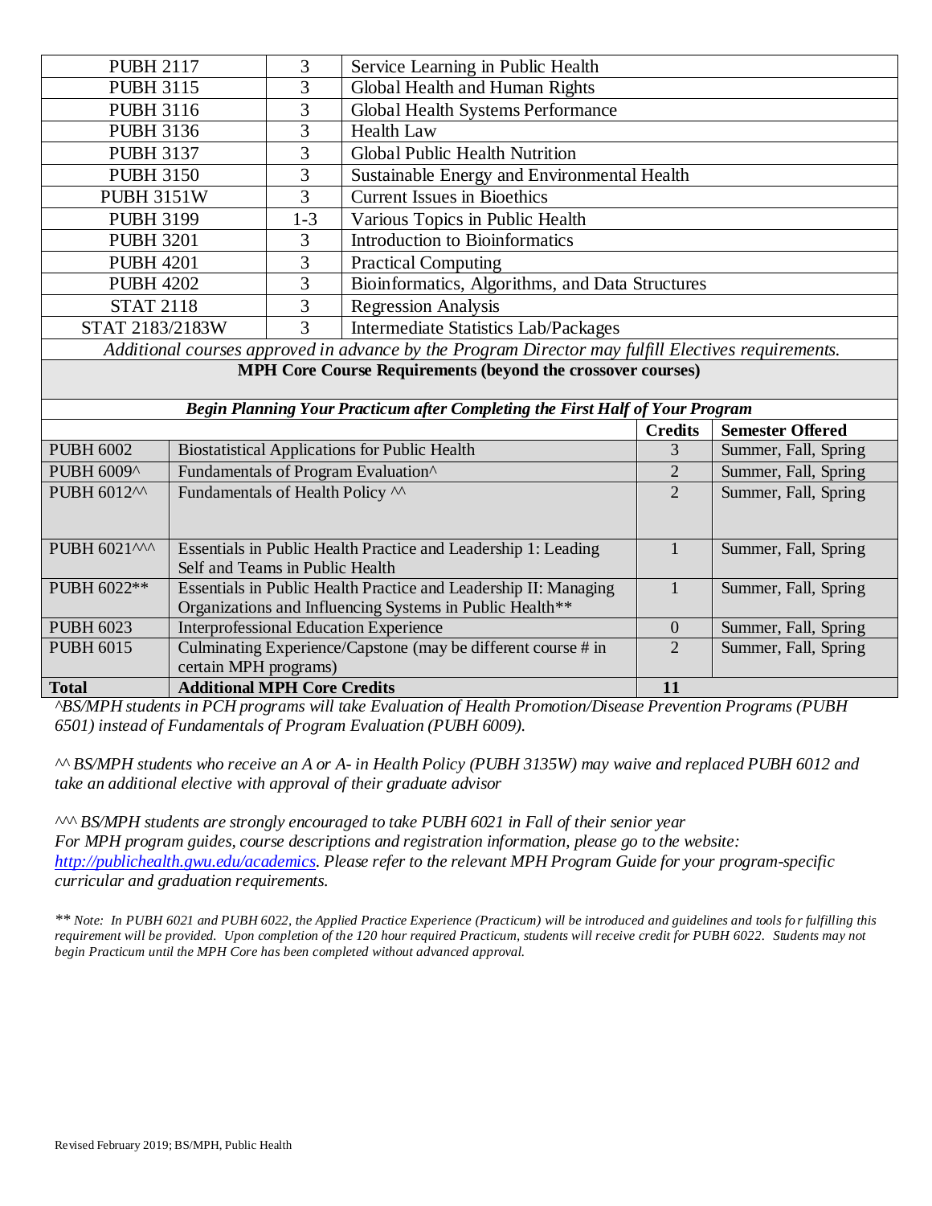| | | |
|---|---|---|
| PUBH 2117 | 3 | Service Learning in Public Health |
| PUBH 3115 | 3 | Global Health and Human Rights |
| PUBH 3116 | 3 | Global Health Systems Performance |
| PUBH 3136 | 3 | Health Law |
| PUBH 3137 | 3 | Global Public Health Nutrition |
| PUBH 3150 | 3 | Sustainable Energy and Environmental Health |
| PUBH 3151W | 3 | Current Issues in Bioethics |
| PUBH 3199 | 1-3 | Various Topics in Public Health |
| PUBH 3201 | 3 | Introduction to Bioinformatics |
| PUBH 4201 | 3 | Practical Computing |
| PUBH 4202 | 3 | Bioinformatics, Algorithms, and Data Structures |
| STAT 2118 | 3 | Regression Analysis |
| STAT 2183/2183W | 3 | Intermediate Statistics Lab/Packages |

*Additional courses approved in advance by the Program Director may fulfill Electives requirements.*

**MPH Core Course Requirements (beyond the crossover courses)**

***Begin Planning Your Practicum after Completing the First Half of Your Program***

| | | Credits | Semester Offered |
|---|---|---|---|
| PUBH 6002 | Biostatistical Applications for Public Health | 3 | Summer, Fall, Spring |
| PUBH 6009^ | Fundamentals of Program Evaluation^ | 2 | Summer, Fall, Spring |
| PUBH 6012^^ | Fundamentals of Health Policy ^^ | 2 | Summer, Fall, Spring |
| PUBH 6021^^^ | Essentials in Public Health Practice and Leadership 1: Leading Self and Teams in Public Health | 1 | Summer, Fall, Spring |
| PUBH 6022** | Essentials in Public Health Practice and Leadership II: Managing Organizations and Influencing Systems in Public Health** | 1 | Summer, Fall, Spring |
| PUBH 6023 | Interprofessional Education Experience | 0 | Summer, Fall, Spring |
| PUBH 6015 | Culminating Experience/Capstone (may be different course # in certain MPH programs) | 2 | Summer, Fall, Spring |
| **Total** | **Additional MPH Core Credits** | **11** | |

*^BS/MPH students in PCH programs will take Evaluation of Health Promotion/Disease Prevention Programs (PUBH 6501) instead of Fundamentals of Program Evaluation (PUBH 6009).*

*^^ BS/MPH students who receive an A or A- in Health Policy (PUBH 3135W) may waive and replaced PUBH 6012 and take an additional elective with approval of their graduate advisor*

*^^^ BS/MPH students are strongly encouraged to take PUBH 6021 in Fall of their senior year*
*For MPH program guides, course descriptions and registration information, please go to the website: [http://publichealth.gwu.edu/academics](http://publichealth.gwu.edu/academics). Please refer to the relevant MPH Program Guide for your program-specific curricular and graduation requirements.*

*** Note: In PUBH 6021 and PUBH 6022, the Applied Practice Experience (Practicum) will be introduced and guidelines and tools for fulfilling this requirement will be provided. Upon completion of the 120 hour required Practicum, students will receive credit for PUBH 6022. Students may not begin Practicum until the MPH Core has been completed without advanced approval.*

Revised February 2019; BS/MPH, Public Health